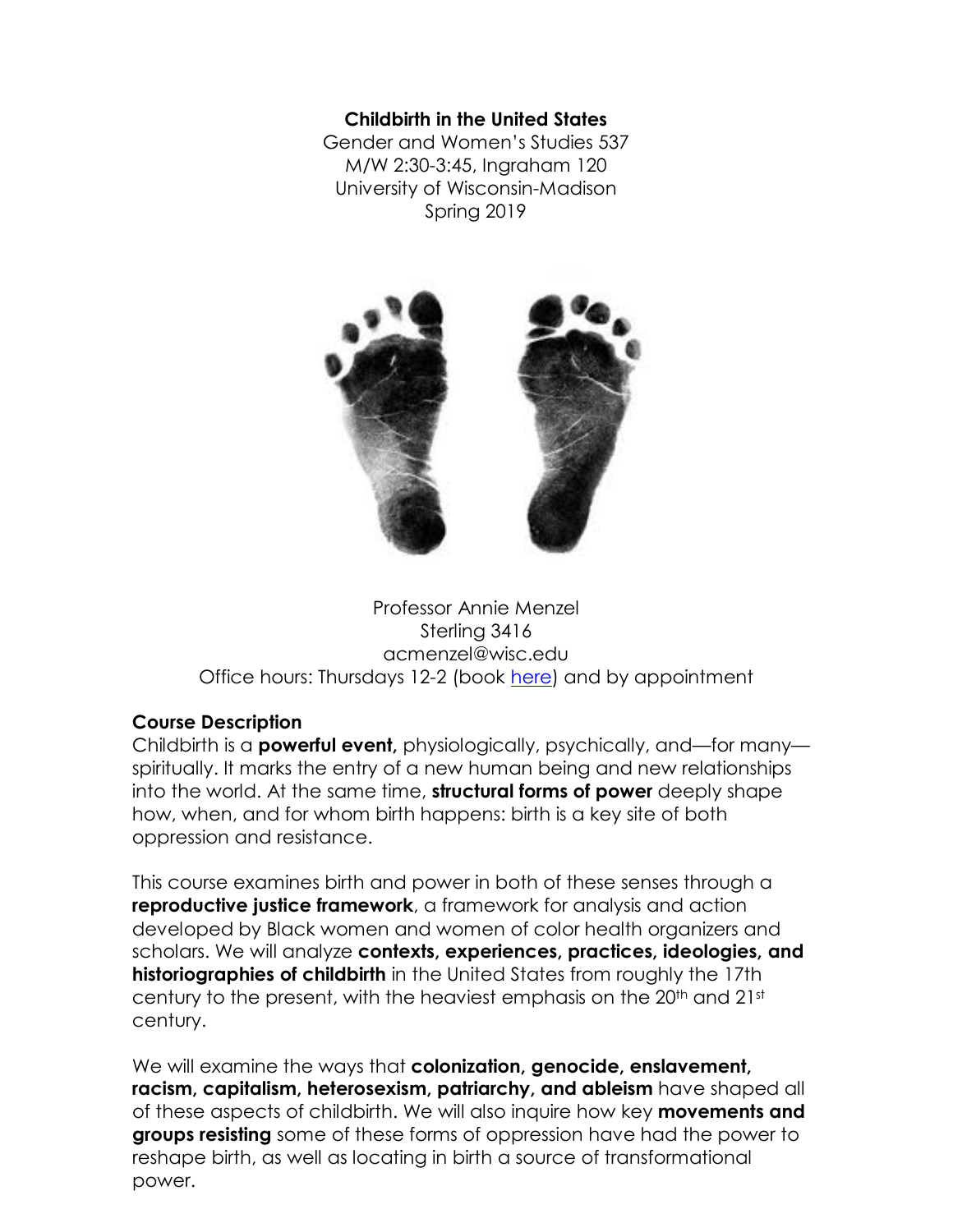# Childbirth in the United States

Gender and Women's Studies 537
M/W 2:30-3:45, Ingraham 120
University of Wisconsin-Madison
Spring 2019

Professor Annie Menzel
Sterling 3416
acmenzel@wisc.edu
Office hours: Thursdays 12-2 (book here) and by appointment

## Course Description

Childbirth is a **powerful event,** physiologically, psychically, and—for many—spiritually. It marks the entry of a new human being and new relationships into the world. At the same time, **structural forms of power** deeply shape how, when, and for whom birth happens: birth is a key site of both oppression and resistance.

This course examines birth and power in both of these senses through a **reproductive justice framework**, a framework for analysis and action developed by Black women and women of color health organizers and scholars. We will analyze **contexts, experiences, practices, ideologies, and historiographies of childbirth** in the United States from roughly the 17th century to the present, with the heaviest emphasis on the 20th and 21st century.

We will examine the ways that **colonization, genocide, enslavement, racism, capitalism, heterosexism, patriarchy, and ableism** have shaped all of these aspects of childbirth. We will also inquire how key **movements and groups resisting** some of these forms of oppression have had the power to reshape birth, as well as locating in birth a source of transformational power.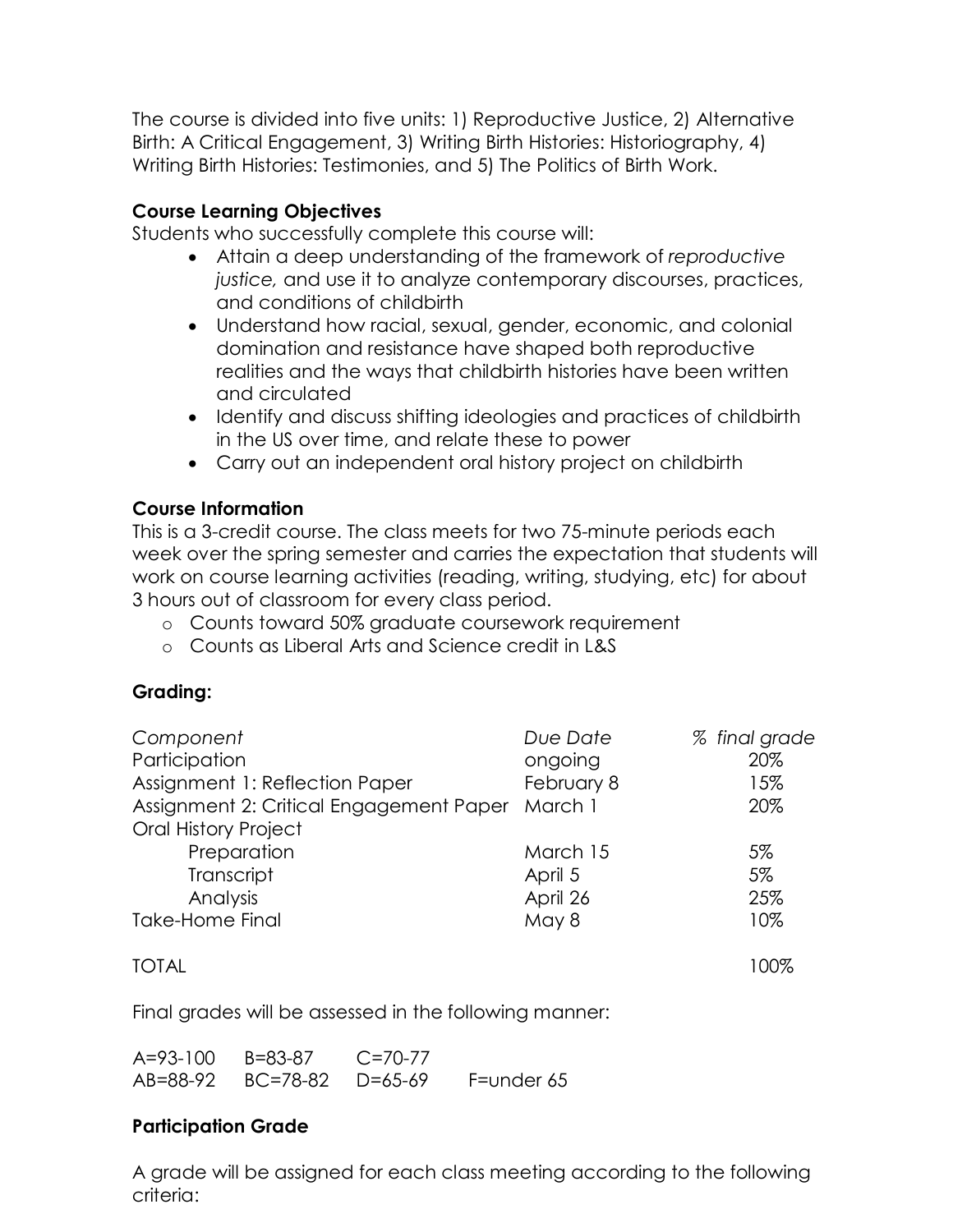The course is divided into five units: 1) Reproductive Justice, 2) Alternative Birth: A Critical Engagement, 3) Writing Birth Histories: Historiography, 4) Writing Birth Histories: Testimonies, and 5) The Politics of Birth Work.

**Course Learning Objectives**

Students who successfully complete this course will:

- Attain a deep understanding of the framework of *reproductive justice,* and use it to analyze contemporary discourses, practices, and conditions of childbirth
- Understand how racial, sexual, gender, economic, and colonial domination and resistance have shaped both reproductive realities and the ways that childbirth histories have been written and circulated
- Identify and discuss shifting ideologies and practices of childbirth in the US over time, and relate these to power
- Carry out an independent oral history project on childbirth

**Course Information**

This is a 3-credit course. The class meets for two 75-minute periods each week over the spring semester and carries the expectation that students will work on course learning activities (reading, writing, studying, etc) for about 3 hours out of classroom for every class period.

- Counts toward 50% graduate coursework requirement
- Counts as Liberal Arts and Science credit in L&S

**Grading:**

| *Component* | *Due Date* | *% final grade* |
|---|---|---|
| Participation | ongoing | 20% |
| Assignment 1: Reflection Paper | February 8 | 15% |
| Assignment 2: Critical Engagement Paper | March 1 | 20% |
| Oral History Project | | |
| Preparation | March 15 | 5% |
| Transcript | April 5 | 5% |
| Analysis | April 26 | 25% |
| Take-Home Final | May 8 | 10% |
| TOTAL | | 100% |

Final grades will be assessed in the following manner:

| | | | |
|---|---|---|---|
| A=93-100 | B=83-87 | C=70-77 | |
| AB=88-92 | BC=78-82 | D=65-69 | F=under 65 |

**Participation Grade**

A grade will be assigned for each class meeting according to the following criteria: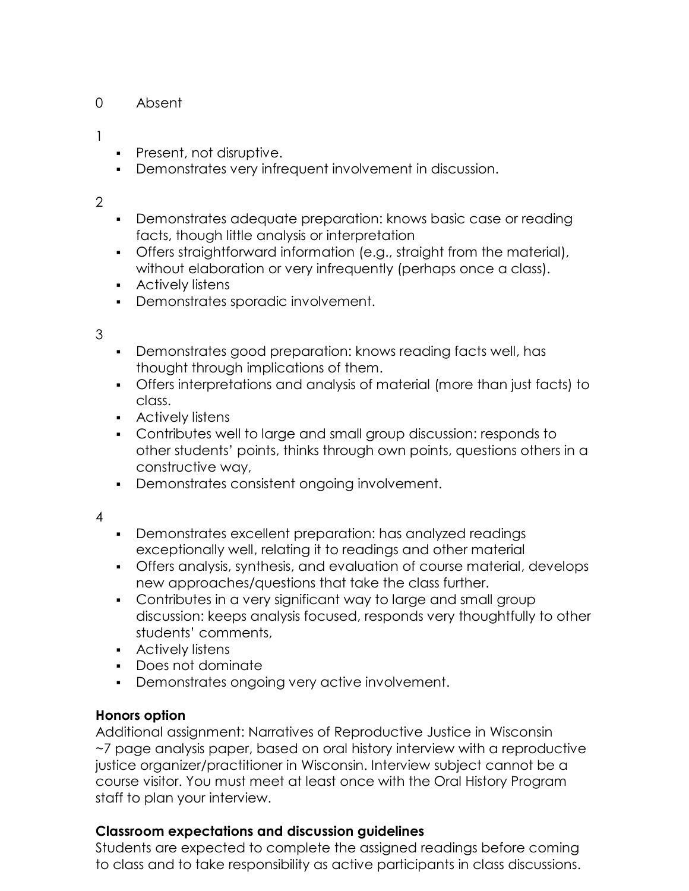0 Absent

1

- Present, not disruptive.
- Demonstrates very infrequent involvement in discussion.

2

- Demonstrates adequate preparation: knows basic case or reading facts, though little analysis or interpretation
- Offers straightforward information (e.g., straight from the material), without elaboration or very infrequently (perhaps once a class).
- Actively listens
- Demonstrates sporadic involvement.

3

- Demonstrates good preparation: knows reading facts well, has thought through implications of them.
- Offers interpretations and analysis of material (more than just facts) to class.
- Actively listens
- Contributes well to large and small group discussion: responds to other students' points, thinks through own points, questions others in a constructive way,
- Demonstrates consistent ongoing involvement.

4

- Demonstrates excellent preparation: has analyzed readings exceptionally well, relating it to readings and other material
- Offers analysis, synthesis, and evaluation of course material, develops new approaches/questions that take the class further.
- Contributes in a very significant way to large and small group discussion: keeps analysis focused, responds very thoughtfully to other students' comments,
- Actively listens
- Does not dominate
- Demonstrates ongoing very active involvement.

**Honors option**

Additional assignment: Narratives of Reproductive Justice in Wisconsin ~7 page analysis paper, based on oral history interview with a reproductive justice organizer/practitioner in Wisconsin. Interview subject cannot be a course visitor. You must meet at least once with the Oral History Program staff to plan your interview.

**Classroom expectations and discussion guidelines**

Students are expected to complete the assigned readings before coming to class and to take responsibility as active participants in class discussions.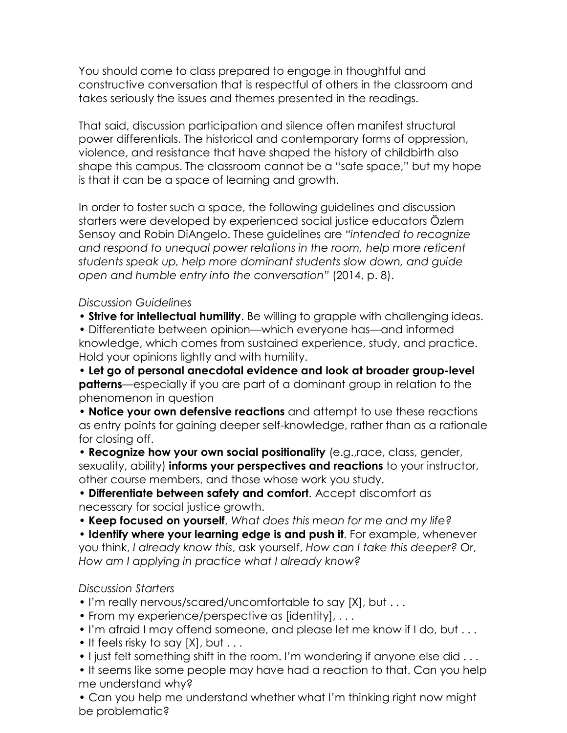You should come to class prepared to engage in thoughtful and constructive conversation that is respectful of others in the classroom and takes seriously the issues and themes presented in the readings.

That said, discussion participation and silence often manifest structural power differentials. The historical and contemporary forms of oppression, violence, and resistance that have shaped the history of childbirth also shape this campus. The classroom cannot be a "safe space," but my hope is that it can be a space of learning and growth.

In order to foster such a space, the following guidelines and discussion starters were developed by experienced social justice educators Özlem Sensoy and Robin DiAngelo. These guidelines are *"intended to recognize and respond to unequal power relations in the room, help more reticent students speak up, help more dominant students slow down, and guide open and humble entry into the conversation"* (2014, p. 8).

*Discussion Guidelines*

- **Strive for intellectual humility**. Be willing to grapple with challenging ideas.
- Differentiate between opinion—which everyone has—and informed knowledge, which comes from sustained experience, study, and practice. Hold your opinions lightly and with humility.
- **Let go of personal anecdotal evidence and look at broader group-level patterns**—especially if you are part of a dominant group in relation to the phenomenon in question
- **Notice your own defensive reactions** and attempt to use these reactions as entry points for gaining deeper self-knowledge, rather than as a rationale for closing off.
- **Recognize how your own social positionality** (e.g.,race, class, gender, sexuality, ability) **informs your perspectives and reactions** to your instructor, other course members, and those whose work you study.
- **Differentiate between safety and comfort**. Accept discomfort as necessary for social justice growth.
- **Keep focused on yourself**, *What does this mean for me and my life?*
- **Identify where your learning edge is and push it**. For example, whenever you think, *I already know this*, ask yourself, *How can I take this deeper?* Or, *How am I applying in practice what I already know?*

*Discussion Starters*

- I'm really nervous/scared/uncomfortable to say [X], but . . .
- From my experience/perspective as [identity], . . .
- I'm afraid I may offend someone, and please let me know if I do, but . . .
- It feels risky to say [X], but . . .
- I just felt something shift in the room. I'm wondering if anyone else did . . .
- It seems like some people may have had a reaction to that. Can you help me understand why?
- Can you help me understand whether what I'm thinking right now might be problematic?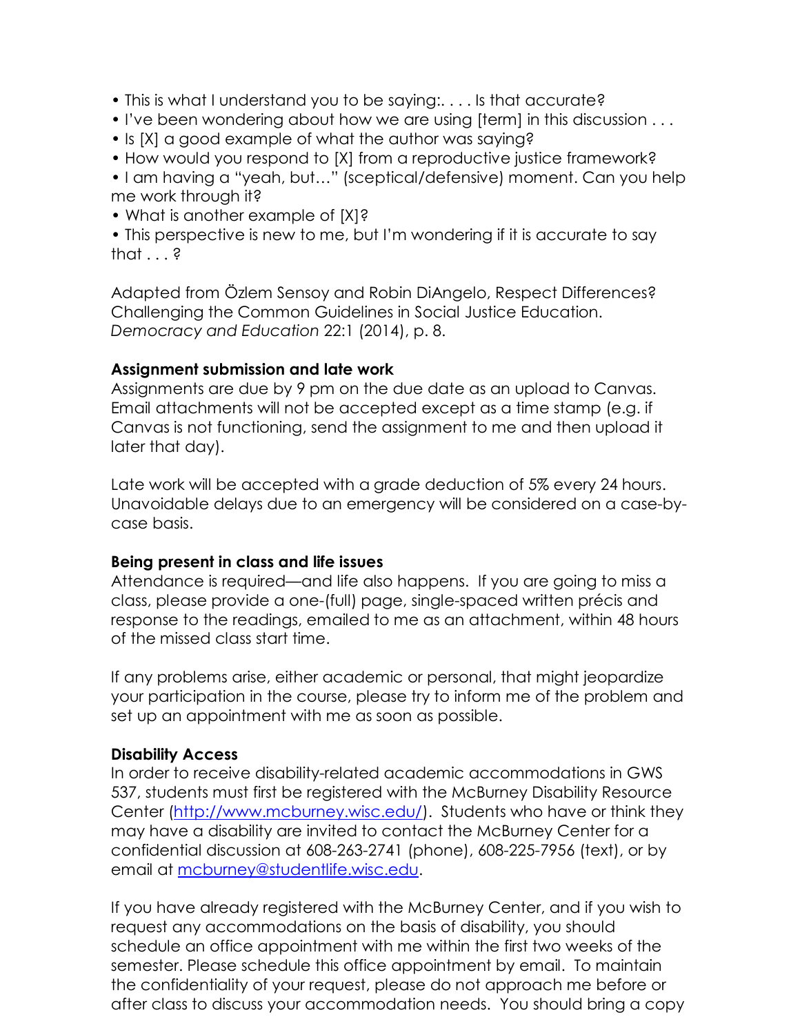- This is what I understand you to be saying:. . . . Is that accurate?
- I've been wondering about how we are using [term] in this discussion . . .
- Is [X] a good example of what the author was saying?
- How would you respond to [X] from a reproductive justice framework?
- I am having a "yeah, but…" (sceptical/defensive) moment. Can you help me work through it?
- What is another example of [X]?
- This perspective is new to me, but I'm wondering if it is accurate to say that . . . ?

Adapted from Özlem Sensoy and Robin DiAngelo, Respect Differences? Challenging the Common Guidelines in Social Justice Education. *Democracy and Education* 22:1 (2014), p. 8.

**Assignment submission and late work**
Assignments are due by 9 pm on the due date as an upload to Canvas. Email attachments will not be accepted except as a time stamp (e.g. if Canvas is not functioning, send the assignment to me and then upload it later that day).

Late work will be accepted with a grade deduction of 5% every 24 hours. Unavoidable delays due to an emergency will be considered on a case-by-case basis.

**Being present in class and life issues**
Attendance is required—and life also happens. If you are going to miss a class, please provide a one-(full) page, single-spaced written précis and response to the readings, emailed to me as an attachment, within 48 hours of the missed class start time.

If any problems arise, either academic or personal, that might jeopardize your participation in the course, please try to inform me of the problem and set up an appointment with me as soon as possible.

**Disability Access**
In order to receive disability-related academic accommodations in GWS 537, students must first be registered with the McBurney Disability Resource Center (http://www.mcburney.wisc.edu/). Students who have or think they may have a disability are invited to contact the McBurney Center for a confidential discussion at 608-263-2741 (phone), 608-225-7956 (text), or by email at mcburney@studentlife.wisc.edu.

If you have already registered with the McBurney Center, and if you wish to request any accommodations on the basis of disability, you should schedule an office appointment with me within the first two weeks of the semester. Please schedule this office appointment by email. To maintain the confidentiality of your request, please do not approach me before or after class to discuss your accommodation needs. You should bring a copy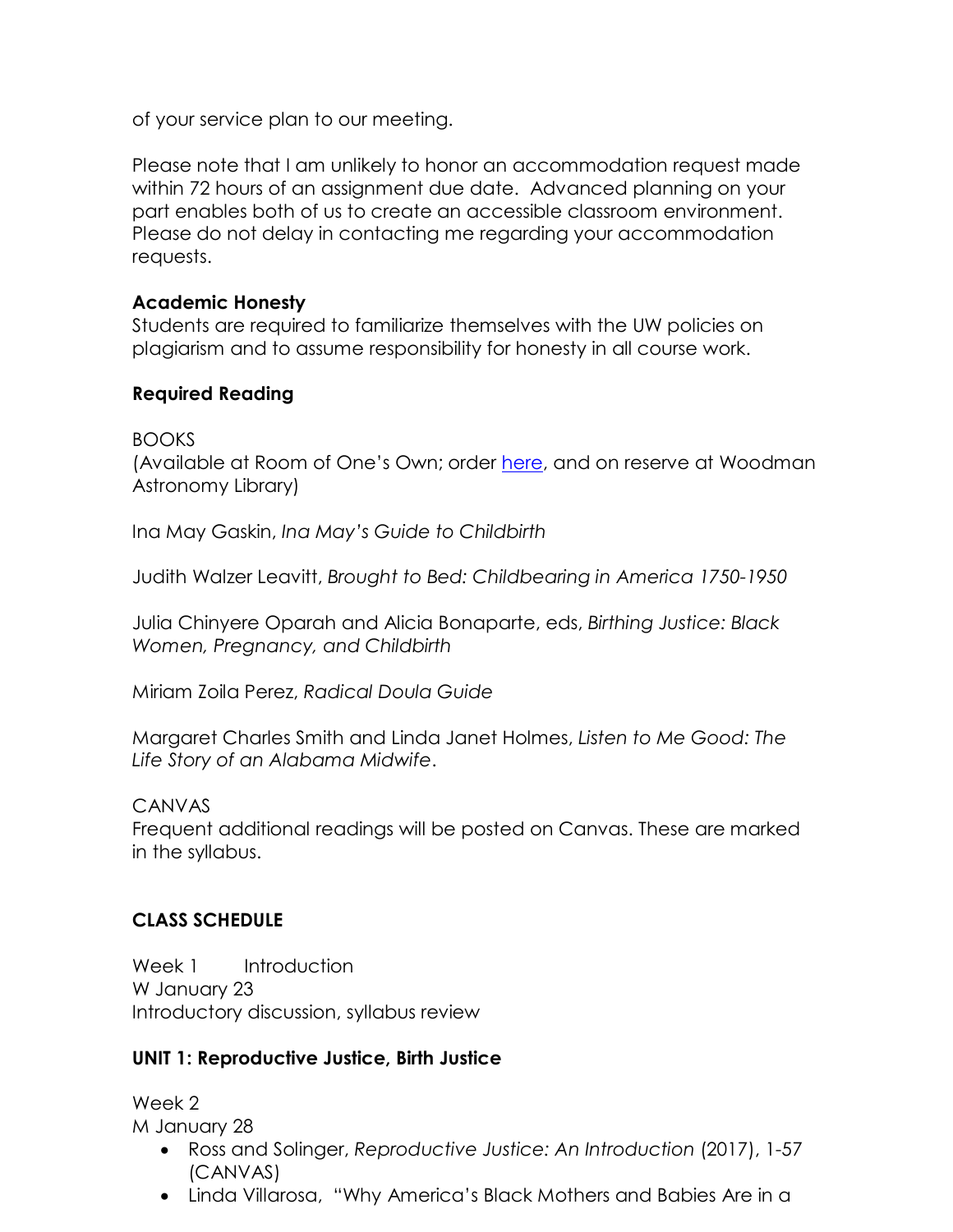of your service plan to our meeting.

Please note that I am unlikely to honor an accommodation request made within 72 hours of an assignment due date. Advanced planning on your part enables both of us to create an accessible classroom environment. Please do not delay in contacting me regarding your accommodation requests.

**Academic Honesty**
Students are required to familiarize themselves with the UW policies on plagiarism and to assume responsibility for honesty in all course work.

**Required Reading**

BOOKS
(Available at Room of One's Own; order here, and on reserve at Woodman Astronomy Library)

Ina May Gaskin, *Ina May's Guide to Childbirth*

Judith Walzer Leavitt, *Brought to Bed: Childbearing in America 1750-1950*

Julia Chinyere Oparah and Alicia Bonaparte, eds, *Birthing Justice: Black Women, Pregnancy, and Childbirth*

Miriam Zoila Perez, *Radical Doula Guide*

Margaret Charles Smith and Linda Janet Holmes, *Listen to Me Good: The Life Story of an Alabama Midwife*.

CANVAS
Frequent additional readings will be posted on Canvas. These are marked in the syllabus.

**CLASS SCHEDULE**

Week 1 Introduction
W January 23
Introductory discussion, syllabus review

**UNIT 1: Reproductive Justice, Birth Justice**

Week 2
M January 28

- Ross and Solinger, *Reproductive Justice: An Introduction* (2017), 1-57 (CANVAS)
- Linda Villarosa, "Why America's Black Mothers and Babies Are in a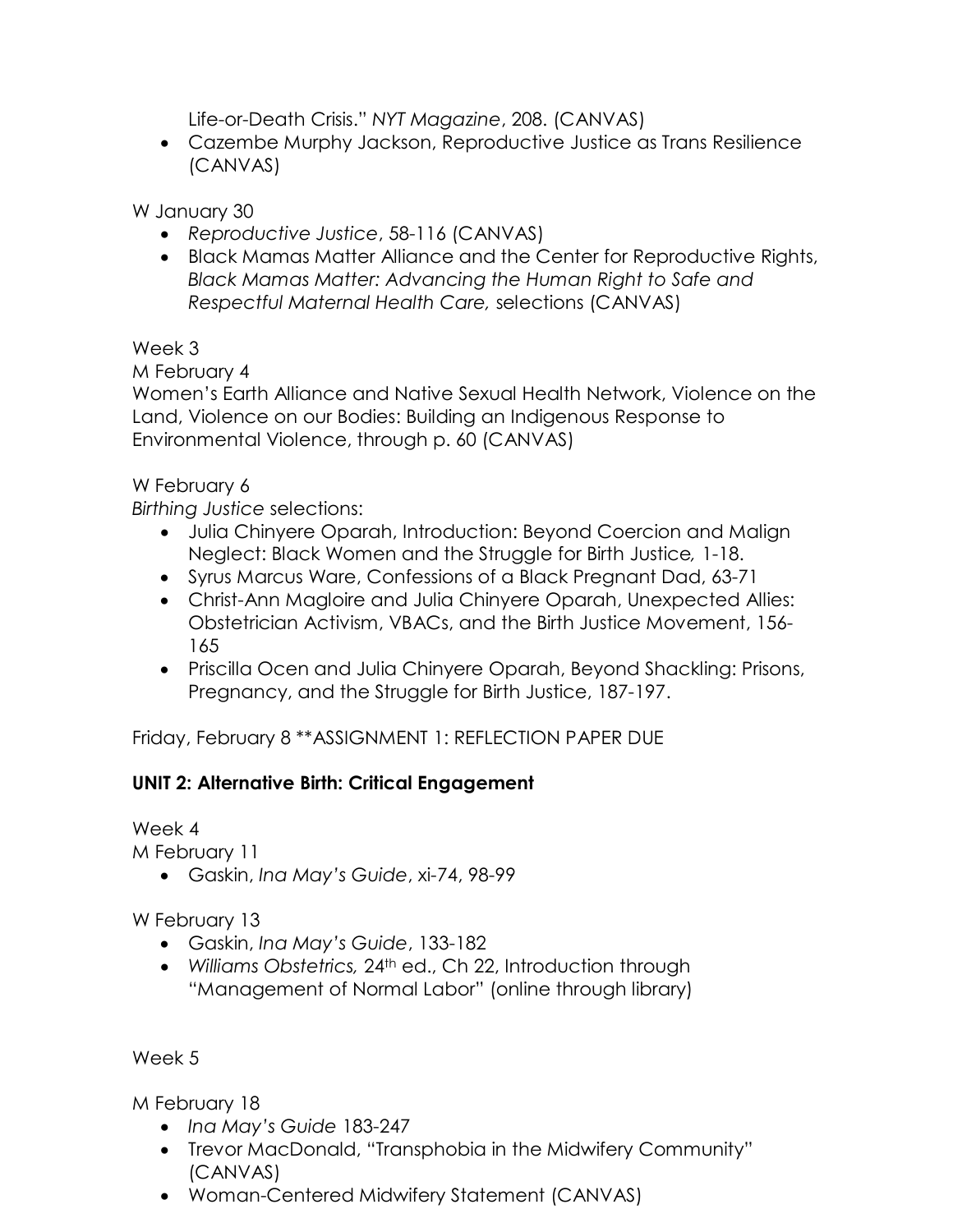Life-or-Death Crisis." *NYT Magazine*, 208. (CANVAS)

- Cazembe Murphy Jackson, Reproductive Justice as Trans Resilience (CANVAS)

W January 30

- *Reproductive Justice*, 58-116 (CANVAS)
- Black Mamas Matter Alliance and the Center for Reproductive Rights, *Black Mamas Matter: Advancing the Human Right to Safe and Respectful Maternal Health Care,* selections (CANVAS)

Week 3

M February 4

Women's Earth Alliance and Native Sexual Health Network, Violence on the Land, Violence on our Bodies: Building an Indigenous Response to Environmental Violence, through p. 60 (CANVAS)

W February 6

*Birthing Justice* selections:

- Julia Chinyere Oparah, Introduction: Beyond Coercion and Malign Neglect: Black Women and the Struggle for Birth Justice*,* 1-18.
- Syrus Marcus Ware, Confessions of a Black Pregnant Dad, 63-71
- Christ-Ann Magloire and Julia Chinyere Oparah, Unexpected Allies: Obstetrician Activism, VBACs, and the Birth Justice Movement, 156-165
- Priscilla Ocen and Julia Chinyere Oparah, Beyond Shackling: Prisons, Pregnancy, and the Struggle for Birth Justice, 187-197.

Friday, February 8 **ASSIGNMENT 1: REFLECTION PAPER DUE

**UNIT 2: Alternative Birth: Critical Engagement**

Week 4

M February 11

- Gaskin, *Ina May's Guide*, xi-74, 98-99

W February 13

- Gaskin, *Ina May's Guide*, 133-182
- *Williams Obstetrics,* 24th ed., Ch 22, Introduction through "Management of Normal Labor" (online through library)

Week 5

M February 18

- *Ina May's Guide* 183-247
- Trevor MacDonald, "Transphobia in the Midwifery Community" (CANVAS)
- Woman-Centered Midwifery Statement (CANVAS)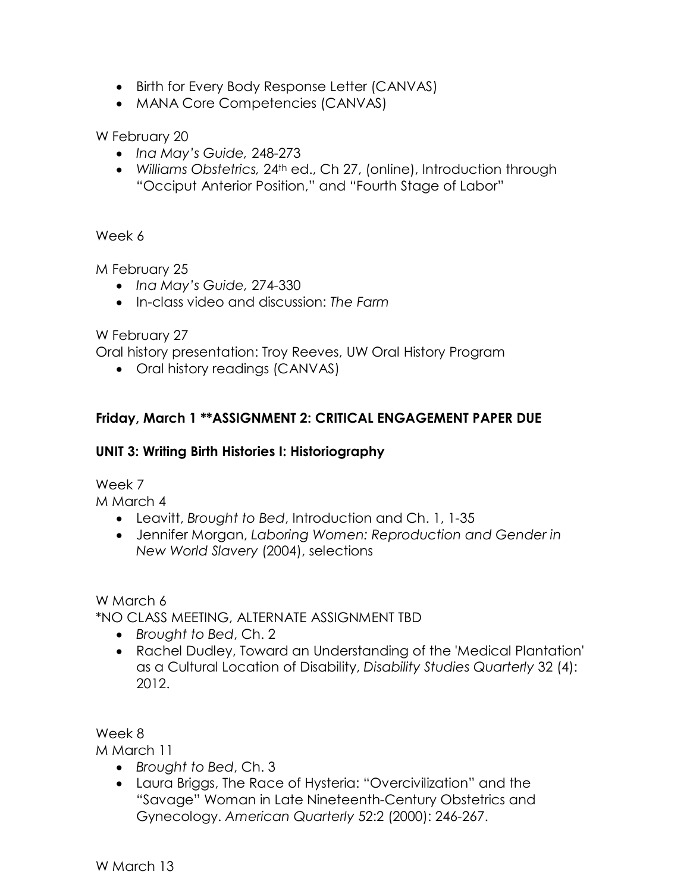- Birth for Every Body Response Letter (CANVAS)
- MANA Core Competencies (CANVAS)

W February 20

- *Ina May's Guide,* 248-273
- *Williams Obstetrics,* 24th ed., Ch 27, (online), Introduction through "Occiput Anterior Position," and "Fourth Stage of Labor"

Week 6

M February 25

- *Ina May's Guide,* 274-330
- In-class video and discussion: *The Farm*

W February 27

Oral history presentation: Troy Reeves, UW Oral History Program

- Oral history readings (CANVAS)

**Friday, March 1 **ASSIGNMENT 2: CRITICAL ENGAGEMENT PAPER DUE**

**UNIT 3: Writing Birth Histories I: Historiography**

Week 7

M March 4

- Leavitt, *Brought to Bed*, Introduction and Ch. 1, 1-35
- Jennifer Morgan, *Laboring Women: Reproduction and Gender in New World Slavery* (2004), selections

W March 6

*NO CLASS MEETING, ALTERNATE ASSIGNMENT TBD

- *Brought to Bed*, Ch. 2
- Rachel Dudley, Toward an Understanding of the 'Medical Plantation' as a Cultural Location of Disability, *Disability Studies Quarterly* 32 (4): 2012.

Week 8

M March 11

- *Brought to Bed*, Ch. 3
- Laura Briggs, The Race of Hysteria: "Overcivilization" and the "Savage" Woman in Late Nineteenth-Century Obstetrics and Gynecology. *American Quarterly* 52:2 (2000): 246-267.

W March 13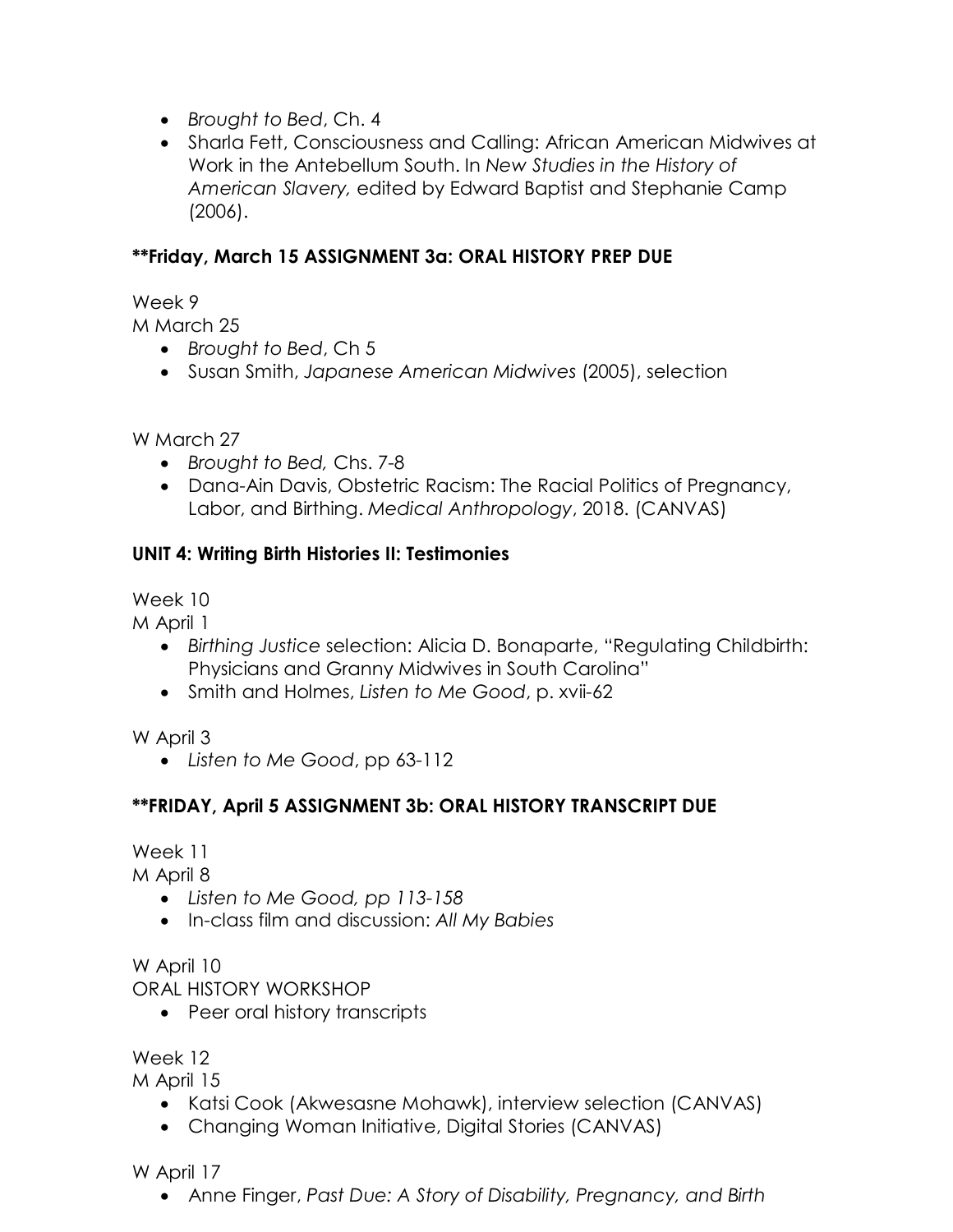- *Brought to Bed*, Ch. 4
- Sharla Fett, Consciousness and Calling: African American Midwives at Work in the Antebellum South. In *New Studies in the History of American Slavery,* edited by Edward Baptist and Stephanie Camp (2006).

**\*\*Friday, March 15 ASSIGNMENT 3a: ORAL HISTORY PREP DUE**

Week 9

M March 25

- *Brought to Bed*, Ch 5
- Susan Smith, *Japanese American Midwives* (2005), selection

W March 27

- *Brought to Bed,* Chs. 7-8
- Dana-Ain Davis, Obstetric Racism: The Racial Politics of Pregnancy, Labor, and Birthing. *Medical Anthropology*, 2018. (CANVAS)

**UNIT 4: Writing Birth Histories II: Testimonies**

Week 10

M April 1

- *Birthing Justice* selection: Alicia D. Bonaparte, "Regulating Childbirth: Physicians and Granny Midwives in South Carolina"
- Smith and Holmes, *Listen to Me Good*, p. xvii-62

W April 3

- *Listen to Me Good*, pp 63-112

**\*\*FRIDAY, April 5 ASSIGNMENT 3b: ORAL HISTORY TRANSCRIPT DUE**

Week 11

M April 8

- *Listen to Me Good, pp 113-158*
- In-class film and discussion: *All My Babies*

W April 10

ORAL HISTORY WORKSHOP

- Peer oral history transcripts

Week 12

M April 15

- Katsi Cook (Akwesasne Mohawk), interview selection (CANVAS)
- Changing Woman Initiative, Digital Stories (CANVAS)

W April 17

- Anne Finger, *Past Due: A Story of Disability, Pregnancy, and Birth*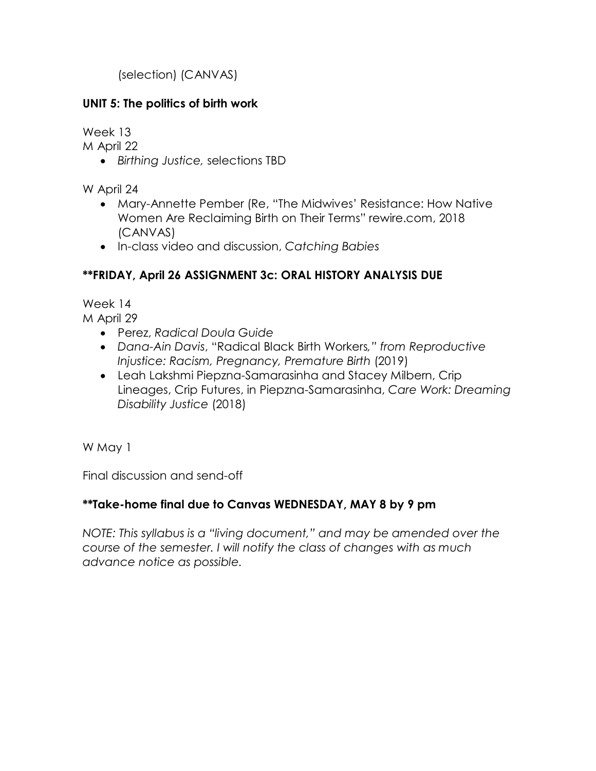(selection) (CANVAS)

**UNIT 5: The politics of birth work**

Week 13
M April 22

- *Birthing Justice,* selections TBD

W April 24

- Mary-Annette Pember (Re, "The Midwives' Resistance: How Native Women Are Reclaiming Birth on Their Terms" rewire.com, 2018 (CANVAS)
- In-class video and discussion, *Catching Babies*

**\*\*FRIDAY, April 26 ASSIGNMENT 3c: ORAL HISTORY ANALYSIS DUE**

Week 14
M April 29

- Perez, *Radical Doula Guide*
- *Dana-Ain Davis*, "Radical Black Birth Workers*," from Reproductive Injustice: Racism, Pregnancy, Premature Birth* (2019)
- Leah Lakshmi Piepzna-Samarasinha and Stacey Milbern, Crip Lineages, Crip Futures, in Piepzna-Samarasinha, *Care Work: Dreaming Disability Justice* (2018)

W May 1

Final discussion and send-off

**\*\*Take-home final due to Canvas WEDNESDAY, MAY 8 by 9 pm**

*NOTE: This syllabus is a "living document," and may be amended over the course of the semester. I will notify the class of changes with as much advance notice as possible.*